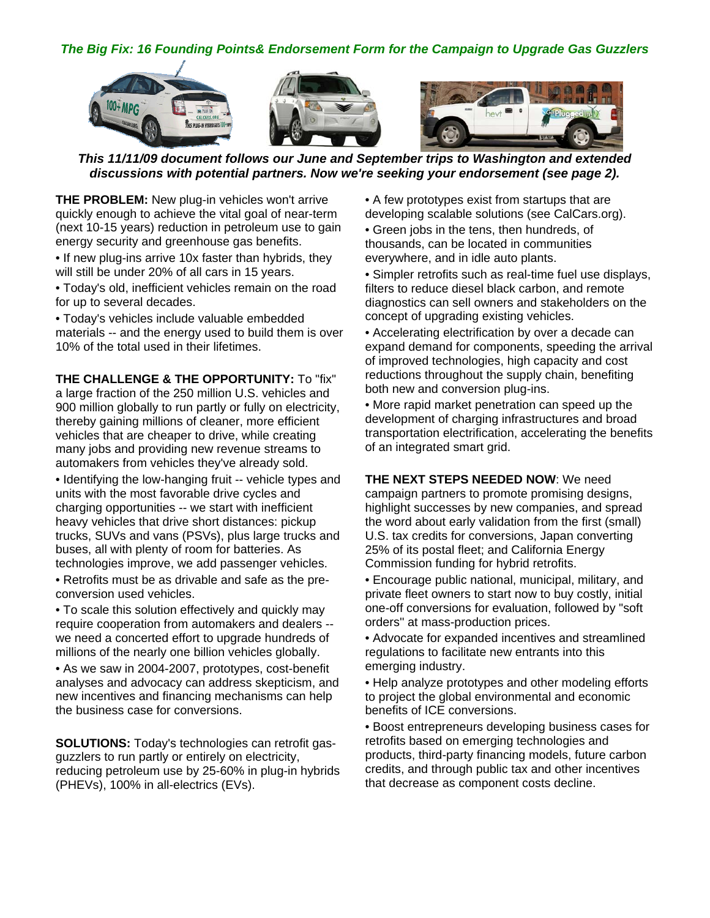***The Big Fix: 16 Founding Points& Endorsement Form for the Campaign to Upgrade Gas Guzzlers***

***This 11/11/09 document follows our June and September trips to Washington and extended discussions with potential partners. Now we're seeking your endorsement (see page 2).***

**THE PROBLEM:** New plug-in vehicles won't arrive quickly enough to achieve the vital goal of near-term (next 10-15 years) reduction in petroleum use to gain energy security and greenhouse gas benefits.

• If new plug-ins arrive 10x faster than hybrids, they will still be under 20% of all cars in 15 years.

• Today's old, inefficient vehicles remain on the road for up to several decades.

• Today's vehicles include valuable embedded materials -- and the energy used to build them is over 10% of the total used in their lifetimes.

**THE CHALLENGE & THE OPPORTUNITY:** To "fix" a large fraction of the 250 million U.S. vehicles and 900 million globally to run partly or fully on electricity, thereby gaining millions of cleaner, more efficient vehicles that are cheaper to drive, while creating many jobs and providing new revenue streams to automakers from vehicles they've already sold.

• Identifying the low-hanging fruit -- vehicle types and units with the most favorable drive cycles and charging opportunities -- we start with inefficient heavy vehicles that drive short distances: pickup trucks, SUVs and vans (PSVs), plus large trucks and buses, all with plenty of room for batteries. As technologies improve, we add passenger vehicles.

• Retrofits must be as drivable and safe as the pre-conversion used vehicles.

• To scale this solution effectively and quickly may require cooperation from automakers and dealers -- we need a concerted effort to upgrade hundreds of millions of the nearly one billion vehicles globally.

• As we saw in 2004-2007, prototypes, cost-benefit analyses and advocacy can address skepticism, and new incentives and financing mechanisms can help the business case for conversions.

**SOLUTIONS:** Today's technologies can retrofit gas-guzzlers to run partly or entirely on electricity, reducing petroleum use by 25-60% in plug-in hybrids (PHEVs), 100% in all-electrics (EVs).

• A few prototypes exist from startups that are developing scalable solutions (see CalCars.org).

• Green jobs in the tens, then hundreds, of thousands, can be located in communities everywhere, and in idle auto plants.

• Simpler retrofits such as real-time fuel use displays, filters to reduce diesel black carbon, and remote diagnostics can sell owners and stakeholders on the concept of upgrading existing vehicles.

• Accelerating electrification by over a decade can expand demand for components, speeding the arrival of improved technologies, high capacity and cost reductions throughout the supply chain, benefiting both new and conversion plug-ins.

• More rapid market penetration can speed up the development of charging infrastructures and broad transportation electrification, accelerating the benefits of an integrated smart grid.

**THE NEXT STEPS NEEDED NOW**: We need campaign partners to promote promising designs, highlight successes by new companies, and spread the word about early validation from the first (small) U.S. tax credits for conversions, Japan converting 25% of its postal fleet; and California Energy Commission funding for hybrid retrofits.

• Encourage public national, municipal, military, and private fleet owners to start now to buy costly, initial one-off conversions for evaluation, followed by "soft orders" at mass-production prices.

• Advocate for expanded incentives and streamlined regulations to facilitate new entrants into this emerging industry.

• Help analyze prototypes and other modeling efforts to project the global environmental and economic benefits of ICE conversions.

• Boost entrepreneurs developing business cases for retrofits based on emerging technologies and products, third-party financing models, future carbon credits, and through public tax and other incentives that decrease as component costs decline.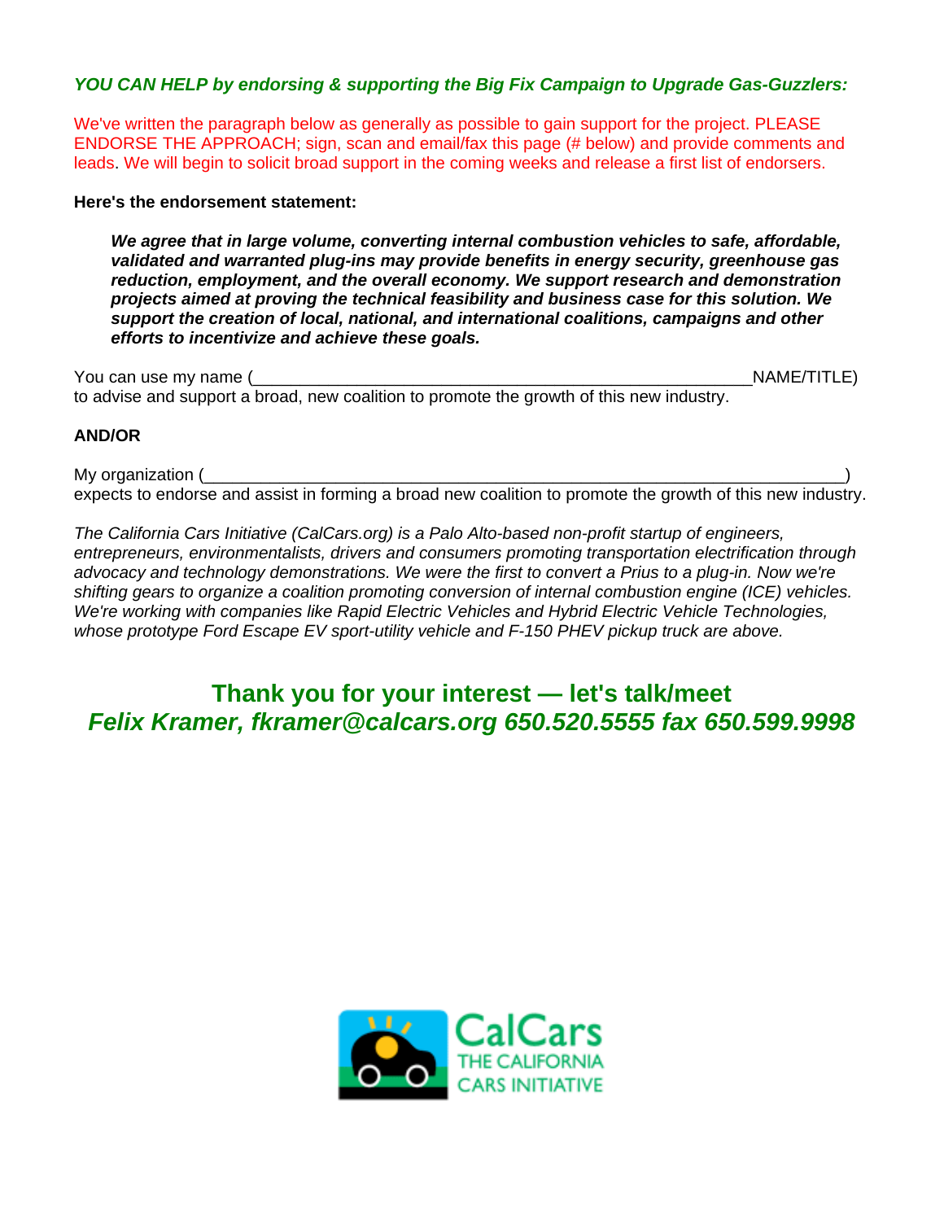***YOU CAN HELP by endorsing & supporting the Big Fix Campaign to Upgrade Gas-Guzzlers:***

We've written the paragraph below as generally as possible to gain support for the project. PLEASE ENDORSE THE APPROACH; sign, scan and email/fax this page (# below) and provide comments and leads. We will begin to solicit broad support in the coming weeks and release a first list of endorsers.

**Here's the endorsement statement:**

> ***We agree that in large volume, converting internal combustion vehicles to safe, affordable, validated and warranted plug-ins may provide benefits in energy security, greenhouse gas reduction, employment, and the overall economy. We support research and demonstration projects aimed at proving the technical feasibility and business case for this solution. We support the creation of local, national, and international coalitions, campaigns and other efforts to incentivize and achieve these goals.***

You can use my name (____________________________________________________NAME/TITLE) to advise and support a broad, new coalition to promote the growth of this new industry.

**AND/OR**

My organization (__________________________________________________________________) expects to endorse and assist in forming a broad new coalition to promote the growth of this new industry.

*The California Cars Initiative (CalCars.org) is a Palo Alto-based non-profit startup of engineers, entrepreneurs, environmentalists, drivers and consumers promoting transportation electrification through advocacy and technology demonstrations. We were the first to convert a Prius to a plug-in. Now we're shifting gears to organize a coalition promoting conversion of internal combustion engine (ICE) vehicles. We're working with companies like Rapid Electric Vehicles and Hybrid Electric Vehicle Technologies, whose prototype Ford Escape EV sport-utility vehicle and F-150 PHEV pickup truck are above.*

## Thank you for your interest — let's talk/meet

## *Felix Kramer, fkramer@calcars.org 650.520.5555 fax 650.599.9998*

CalCars
THE CALIFORNIA CARS INITIATIVE